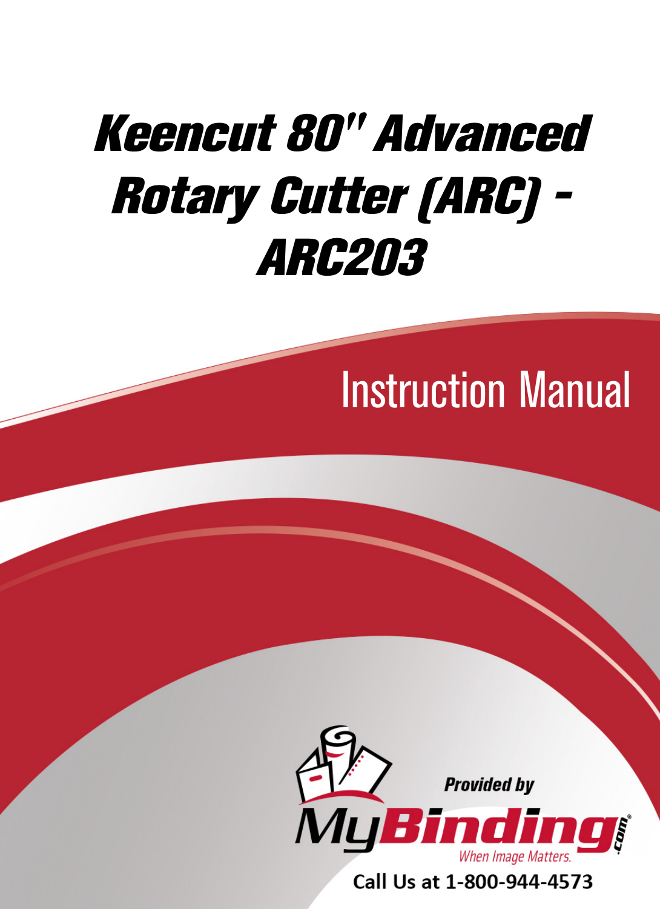# Keencut 80" Advanced Rotary Cutter (ARC) - ARC203

## Instruction Manual

Provided by

MyBinding.com

When Image Matters.

Call Us at 1-800-944-4573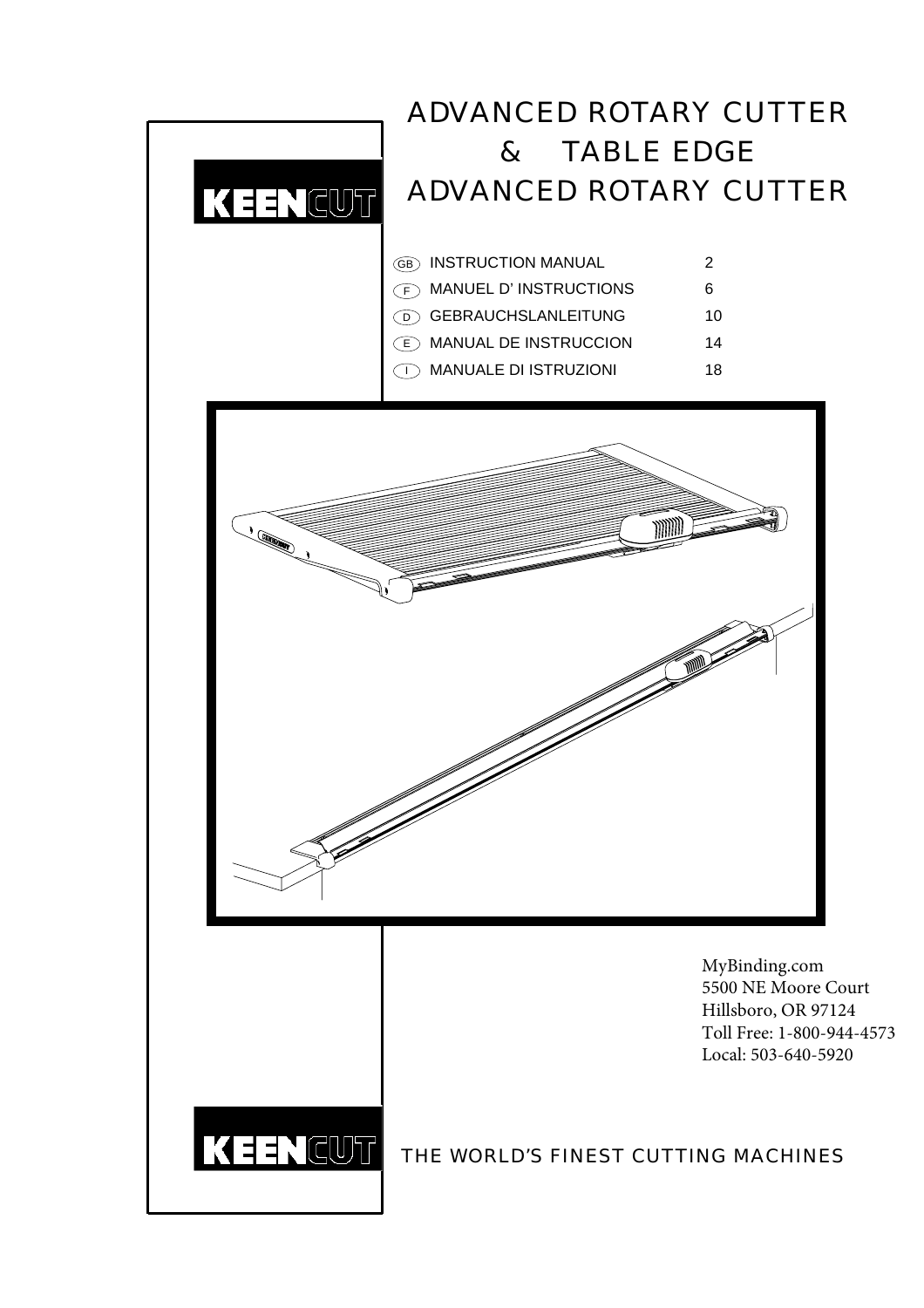KEENCUT

# ADVANCED ROTARY CUTTER & TABLE EDGE ADVANCED ROTARY CUTTER

| | | |
|---|---|---|
| GB | INSTRUCTION MANUAL | 2 |
| F | MANUEL D' INSTRUCTIONS | 6 |
| D | GEBRAUCHSLANLEITUNG | 10 |
| E | MANUAL DE INSTRUCCION | 14 |
| I | MANUALE DI ISTRUZIONI | 18 |

MyBinding.com
5500 NE Moore Court
Hillsboro, OR 97124
Toll Free: 1-800-944-4573
Local: 503-640-5920

KEENCUT

THE WORLD'S FINEST CUTTING MACHINES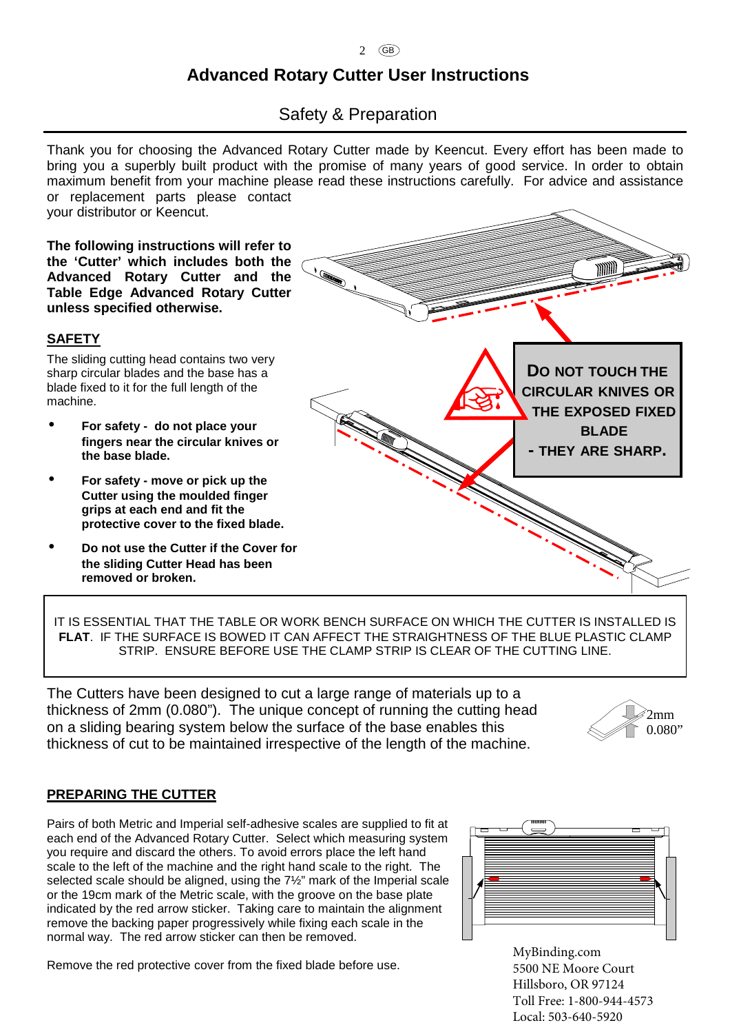# Advanced Rotary Cutter User Instructions

## Safety & Preparation

Thank you for choosing the Advanced Rotary Cutter made by Keencut. Every effort has been made to bring you a superbly built product with the promise of many years of good service. In order to obtain maximum benefit from your machine please read these instructions carefully. For advice and assistance or replacement parts please contact your distributor or Keencut.

**The following instructions will refer to the 'Cutter' which includes both the Advanced Rotary Cutter and the Table Edge Advanced Rotary Cutter unless specified otherwise.**

### SAFETY

The sliding cutting head contains two very sharp circular blades and the base has a blade fixed to it for the full length of the machine.

- **For safety - do not place your fingers near the circular knives or the base blade.**
- **For safety - move or pick up the Cutter using the moulded finger grips at each end and fit the protective cover to the fixed blade.**
- **Do not use the Cutter if the Cover for the sliding Cutter Head has been removed or broken.**

**DO NOT TOUCH THE CIRCULAR KNIVES OR THE EXPOSED FIXED BLADE - THEY ARE SHARP.**

IT IS ESSENTIAL THAT THE TABLE OR WORK BENCH SURFACE ON WHICH THE CUTTER IS INSTALLED IS **FLAT**. IF THE SURFACE IS BOWED IT CAN AFFECT THE STRAIGHTNESS OF THE BLUE PLASTIC CLAMP STRIP. ENSURE BEFORE USE THE CLAMP STRIP IS CLEAR OF THE CUTTING LINE.

The Cutters have been designed to cut a large range of materials up to a thickness of 2mm (0.080"). The unique concept of running the cutting head on a sliding bearing system below the surface of the base enables this thickness of cut to be maintained irrespective of the length of the machine.

2mm
0.080"

### PREPARING THE CUTTER

Pairs of both Metric and Imperial self-adhesive scales are supplied to fit at each end of the Advanced Rotary Cutter. Select which measuring system you require and discard the others. To avoid errors place the left hand scale to the left of the machine and the right hand scale to the right. The selected scale should be aligned, using the 7½" mark of the Imperial scale or the 19cm mark of the Metric scale, with the groove on the base plate indicated by the red arrow sticker. Taking care to maintain the alignment remove the backing paper progressively while fixing each scale in the normal way. The red arrow sticker can then be removed.

Remove the red protective cover from the fixed blade before use.

MyBinding.com
5500 NE Moore Court
Hillsboro, OR 97124
Toll Free: 1-800-944-4573
Local: 503-640-5920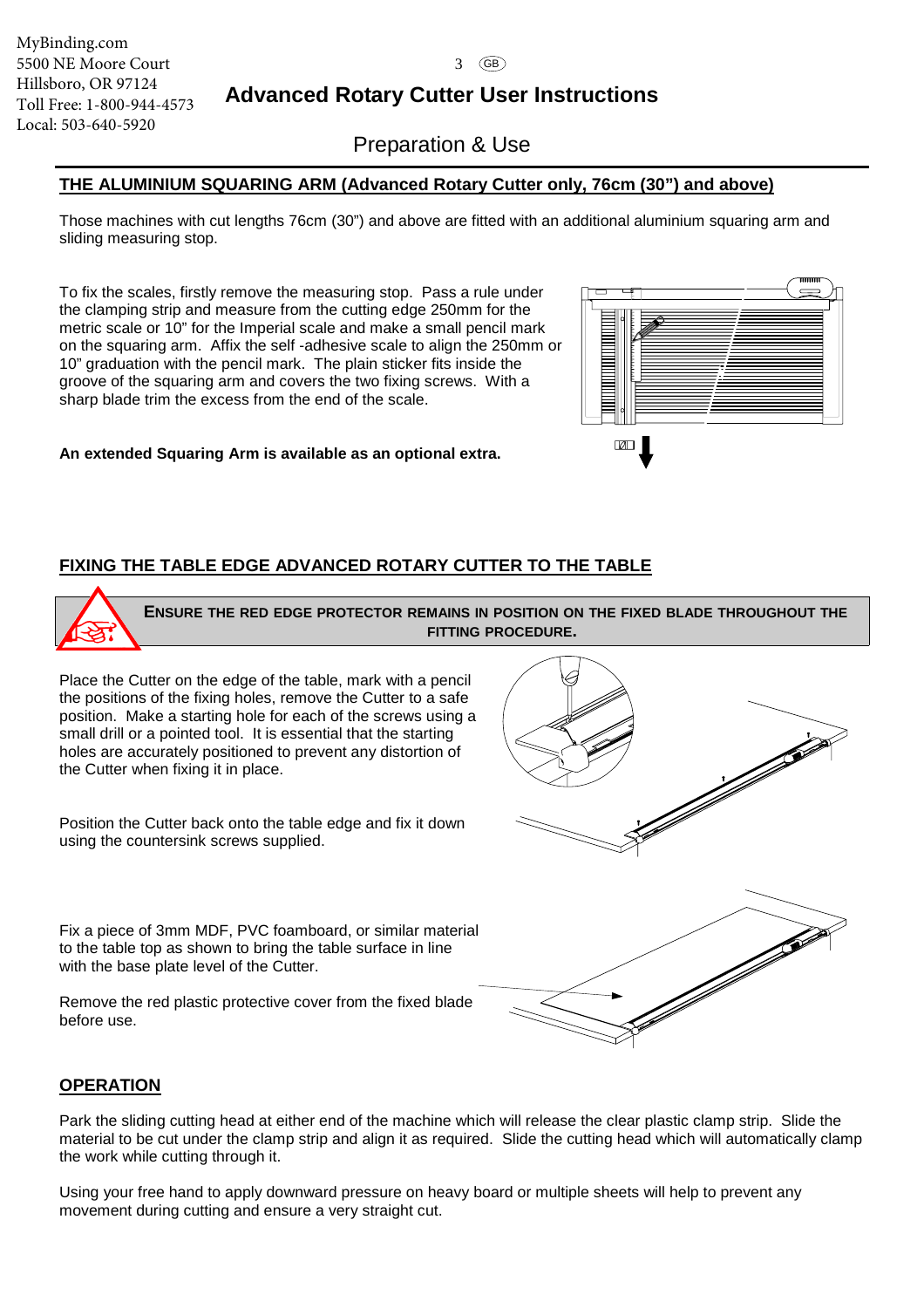MyBinding.com
5500 NE Moore Court
Hillsboro, OR 97124
Toll Free: 1-800-944-4573
Local: 503-640-5920

# Advanced Rotary Cutter User Instructions

## Preparation & Use

### THE ALUMINIUM SQUARING ARM (Advanced Rotary Cutter only, 76cm (30”) and above)

Those machines with cut lengths 76cm (30”) and above are fitted with an additional aluminium squaring arm and sliding measuring stop.

To fix the scales, firstly remove the measuring stop. Pass a rule under the clamping strip and measure from the cutting edge 250mm for the metric scale or 10” for the Imperial scale and make a small pencil mark on the squaring arm. Affix the self -adhesive scale to align the 250mm or 10” graduation with the pencil mark. The plain sticker fits inside the groove of the squaring arm and covers the two fixing screws. With a sharp blade trim the excess from the end of the scale.

**An extended Squaring Arm is available as an optional extra.**

### FIXING THE TABLE EDGE ADVANCED ROTARY CUTTER TO THE TABLE

**ENSURE THE RED EDGE PROTECTOR REMAINS IN POSITION ON THE FIXED BLADE THROUGHOUT THE FITTING PROCEDURE.**

Place the Cutter on the edge of the table, mark with a pencil the positions of the fixing holes, remove the Cutter to a safe position. Make a starting hole for each of the screws using a small drill or a pointed tool. It is essential that the starting holes are accurately positioned to prevent any distortion of the Cutter when fixing it in place.

Position the Cutter back onto the table edge and fix it down using the countersink screws supplied.

Fix a piece of 3mm MDF, PVC foamboard, or similar material to the table top as shown to bring the table surface in line with the base plate level of the Cutter.

Remove the red plastic protective cover from the fixed blade before use.

### OPERATION

Park the sliding cutting head at either end of the machine which will release the clear plastic clamp strip. Slide the material to be cut under the clamp strip and align it as required. Slide the cutting head which will automatically clamp the work while cutting through it.

Using your free hand to apply downward pressure on heavy board or multiple sheets will help to prevent any movement during cutting and ensure a very straight cut.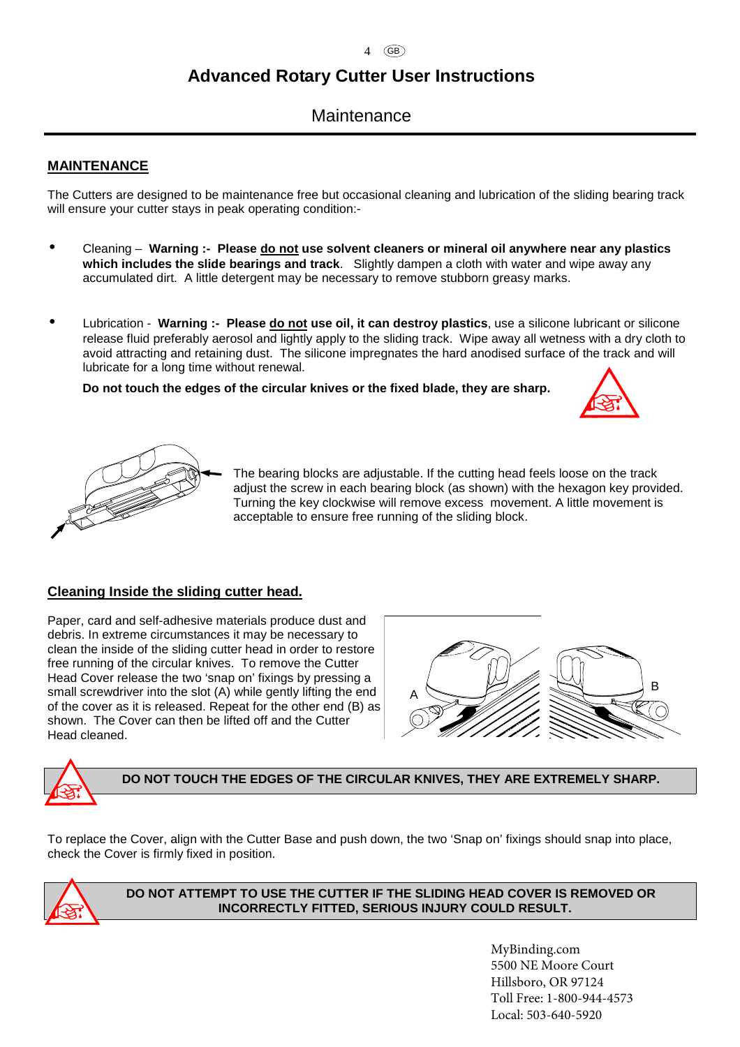# Advanced Rotary Cutter User Instructions

## Maintenance

### MAINTENANCE

The Cutters are designed to be maintenance free but occasional cleaning and lubrication of the sliding bearing track will ensure your cutter stays in peak operating condition:-

- Cleaning – **Warning :- Please do not use solvent cleaners or mineral oil anywhere near any plastics which includes the slide bearings and track**. Slightly dampen a cloth with water and wipe away any accumulated dirt. A little detergent may be necessary to remove stubborn greasy marks.

- Lubrication - **Warning :- Please do not use oil, it can destroy plastics**, use a silicone lubricant or silicone release fluid preferably aerosol and lightly apply to the sliding track. Wipe away all wetness with a dry cloth to avoid attracting and retaining dust. The silicone impregnates the hard anodised surface of the track and will lubricate for a long time without renewal.

  **Do not touch the edges of the circular knives or the fixed blade, they are sharp.**

The bearing blocks are adjustable. If the cutting head feels loose on the track adjust the screw in each bearing block (as shown) with the hexagon key provided. Turning the key clockwise will remove excess movement. A little movement is acceptable to ensure free running of the sliding block.

### Cleaning Inside the sliding cutter head.

Paper, card and self-adhesive materials produce dust and debris. In extreme circumstances it may be necessary to clean the inside of the sliding cutter head in order to restore free running of the circular knives. To remove the Cutter Head Cover release the two 'snap on' fixings by pressing a small screwdriver into the slot (A) while gently lifting the end of the cover as it is released. Repeat for the other end (B) as shown. The Cover can then be lifted off and the Cutter Head cleaned.

A

B

**DO NOT TOUCH THE EDGES OF THE CIRCULAR KNIVES, THEY ARE EXTREMELY SHARP.**

To replace the Cover, align with the Cutter Base and push down, the two 'Snap on' fixings should snap into place, check the Cover is firmly fixed in position.

**DO NOT ATTEMPT TO USE THE CUTTER IF THE SLIDING HEAD COVER IS REMOVED OR INCORRECTLY FITTED, SERIOUS INJURY COULD RESULT.**

MyBinding.com
5500 NE Moore Court
Hillsboro, OR 97124
Toll Free: 1-800-944-4573
Local: 503-640-5920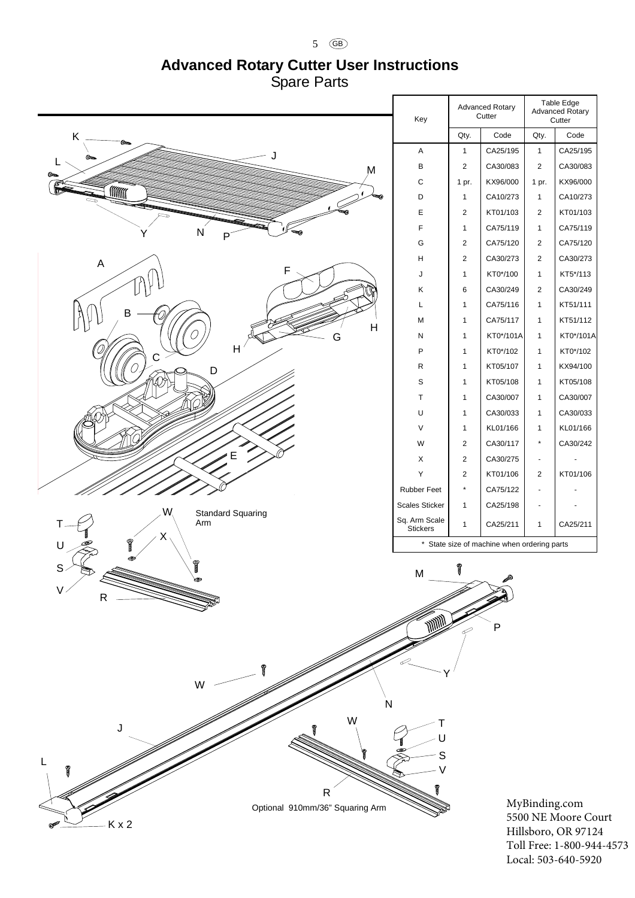# Advanced Rotary Cutter User Instructions

## Spare Parts

| Key | Advanced Rotary Cutter | | Table Edge Advanced Rotary Cutter | |
|---|---|---|---|---|
| | Qty. | Code | Qty. | Code |
| A | 1 | CA25/195 | 1 | CA25/195 |
| B | 2 | CA30/083 | 2 | CA30/083 |
| C | 1 pr. | KX96/000 | 1 pr. | KX96/000 |
| D | 1 | CA10/273 | 1 | CA10/273 |
| E | 2 | KT01/103 | 2 | KT01/103 |
| F | 1 | CA75/119 | 1 | CA75/119 |
| G | 2 | CA75/120 | 2 | CA75/120 |
| H | 2 | CA30/273 | 2 | CA30/273 |
| J | 1 | KT0*/100 | 1 | KT5*/113 |
| K | 6 | CA30/249 | 2 | CA30/249 |
| L | 1 | CA75/116 | 1 | KT51/111 |
| M | 1 | CA75/117 | 1 | KT51/112 |
| N | 1 | KT0*/101A | 1 | KT0*/101A |
| P | 1 | KT0*/102 | 1 | KT0*/102 |
| R | 1 | KT05/107 | 1 | KX94/100 |
| S | 1 | KT05/108 | 1 | KT05/108 |
| T | 1 | CA30/007 | 1 | CA30/007 |
| U | 1 | CA30/033 | 1 | CA30/033 |
| V | 1 | KL01/166 | 1 | KL01/166 |
| W | 2 | CA30/117 | * | CA30/242 |
| X | 2 | CA30/275 | - | - |
| Y | 2 | KT01/106 | 2 | KT01/106 |
| Rubber Feet | * | CA75/122 | - | - |
| Scales Sticker | 1 | CA25/198 | - | - |
| Sq. Arm Scale Stickers | 1 | CA25/211 | 1 | CA25/211 |

\* State size of machine when ordering parts

Standard Squaring Arm

Optional 910mm/36" Squaring Arm

K x 2

MyBinding.com
5500 NE Moore Court
Hillsboro, OR 97124
Toll Free: 1-800-944-4573
Local: 503-640-5920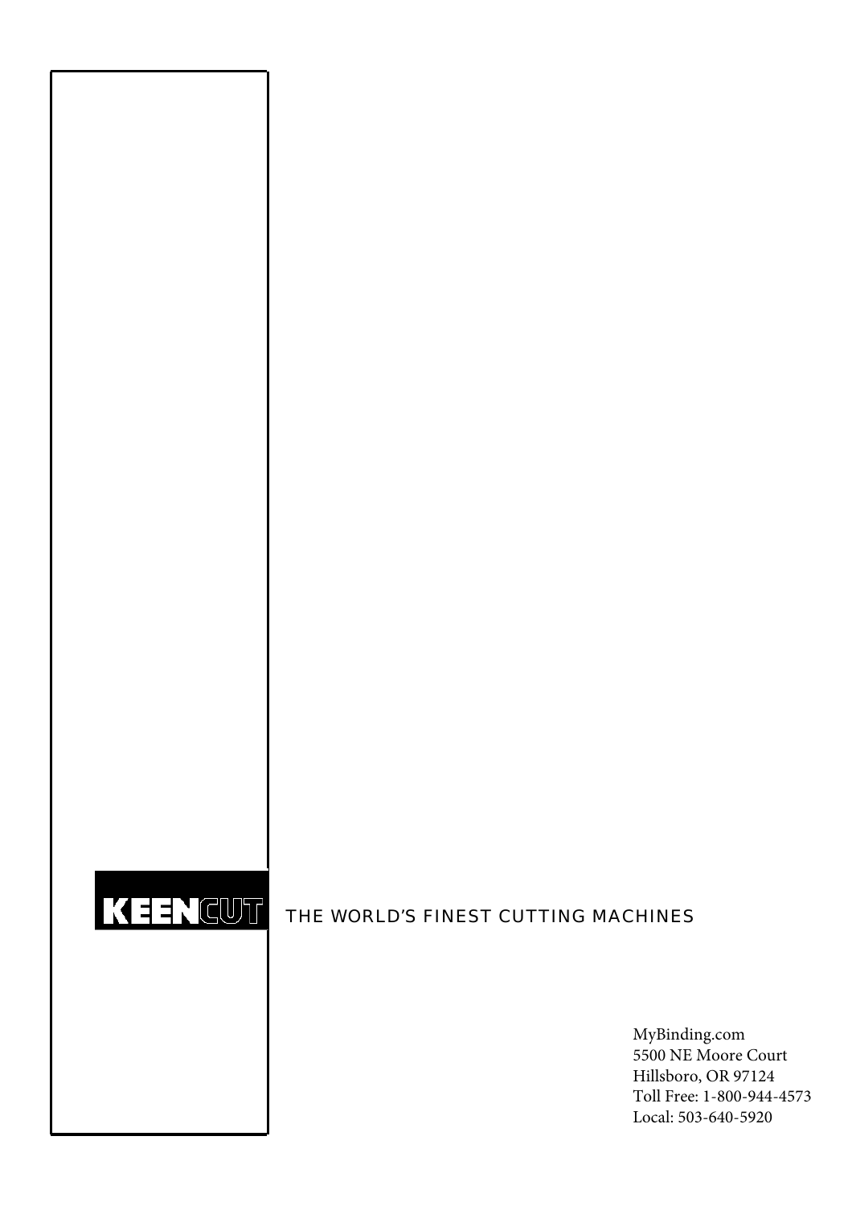KEENCUT THE WORLD'S FINEST CUTTING MACHINES

MyBinding.com
5500 NE Moore Court
Hillsboro, OR 97124
Toll Free: 1-800-944-4573
Local: 503-640-5920